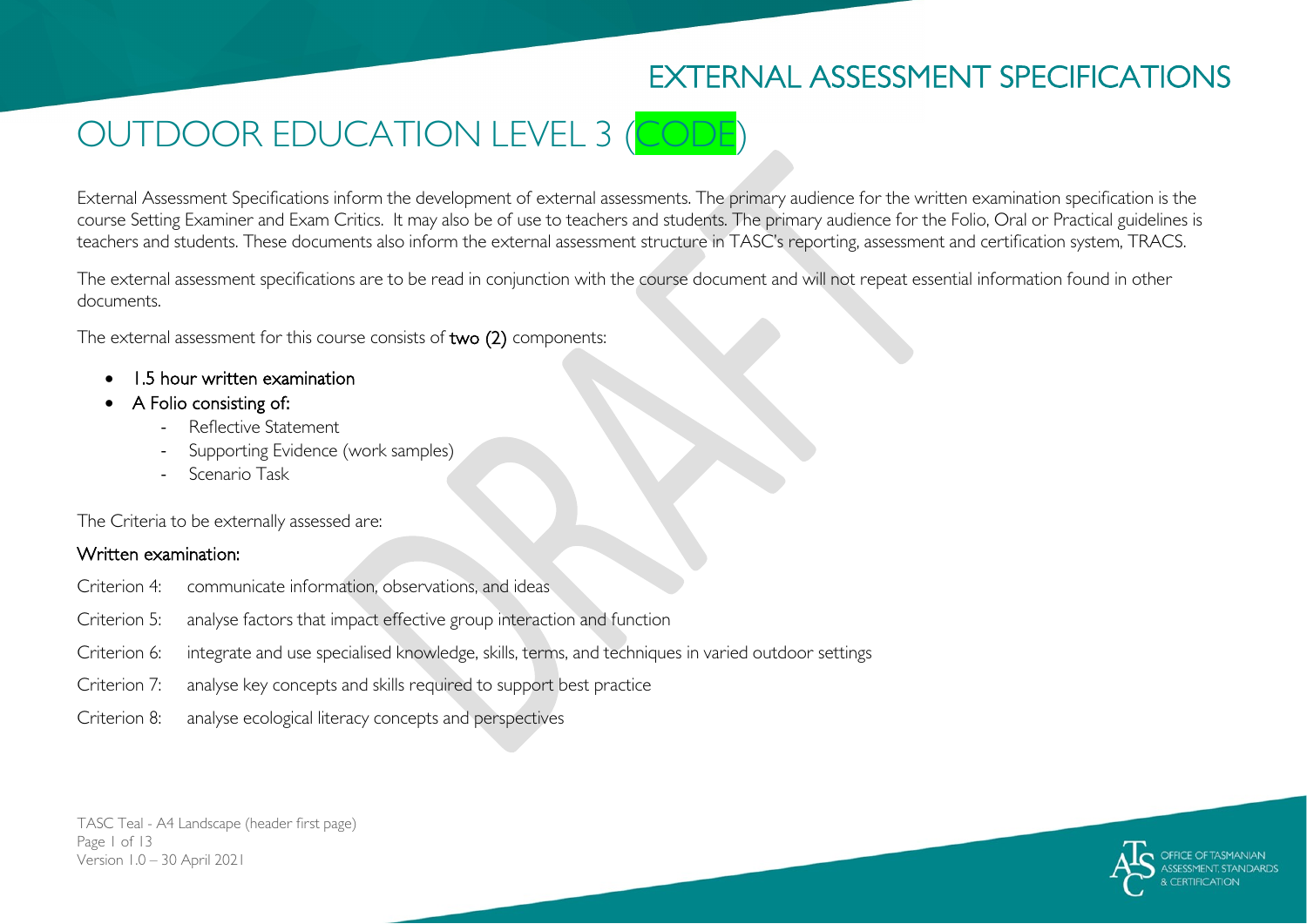# EXTERNAL ASSESSMENT SPECIFICATIONS

# OUTDOOR EDUCATION LEVEL 3 (CODE)

External Assessment Specifications inform the development of external assessments. The primary audience for the written examination specification is the course Setting Examiner and Exam Critics. It may also be of use to teachers and students. The primary audience for the Folio, Oral or Practical guidelines is teachers and students. These documents also inform the external assessment structure in TASC's reporting, assessment and certification system, TRACS.

The external assessment specifications are to be read in conjunction with the course document and will not repeat essential information found in other documents.

The external assessment for this course consists of **two (2)** components:

- 1.5 hour written examination
- A Folio consisting of:
  - Reflective Statement
  - Supporting Evidence (work samples)
  - Scenario Task

The Criteria to be externally assessed are:

**Written examination:**

Criterion 4: communicate information, observations, and ideas

Criterion 5: analyse factors that impact effective group interaction and function

Criterion 6: integrate and use specialised knowledge, skills, terms, and techniques in varied outdoor settings

Criterion 7: analyse key concepts and skills required to support best practice

Criterion 8: analyse ecological literacy concepts and perspectives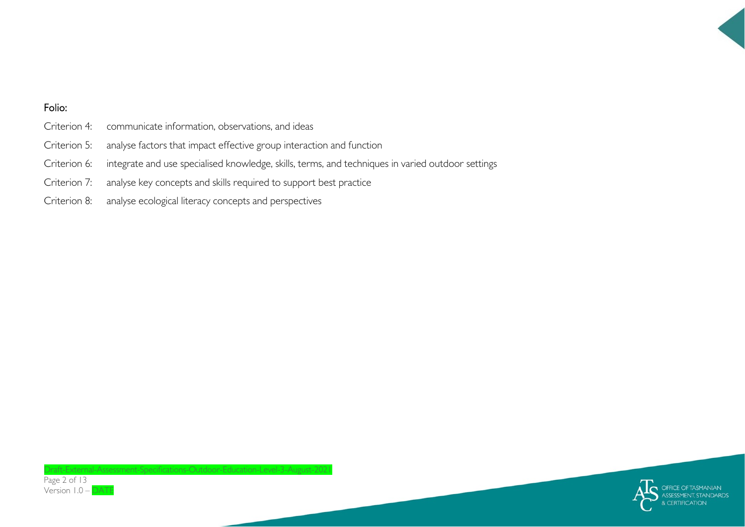Folio:

Criterion 4: communicate information, observations, and ideas

Criterion 5: analyse factors that impact effective group interaction and function

Criterion 6: integrate and use specialised knowledge, skills, terms, and techniques in varied outdoor settings

Criterion 7: analyse key concepts and skills required to support best practice

Criterion 8: analyse ecological literacy concepts and perspectives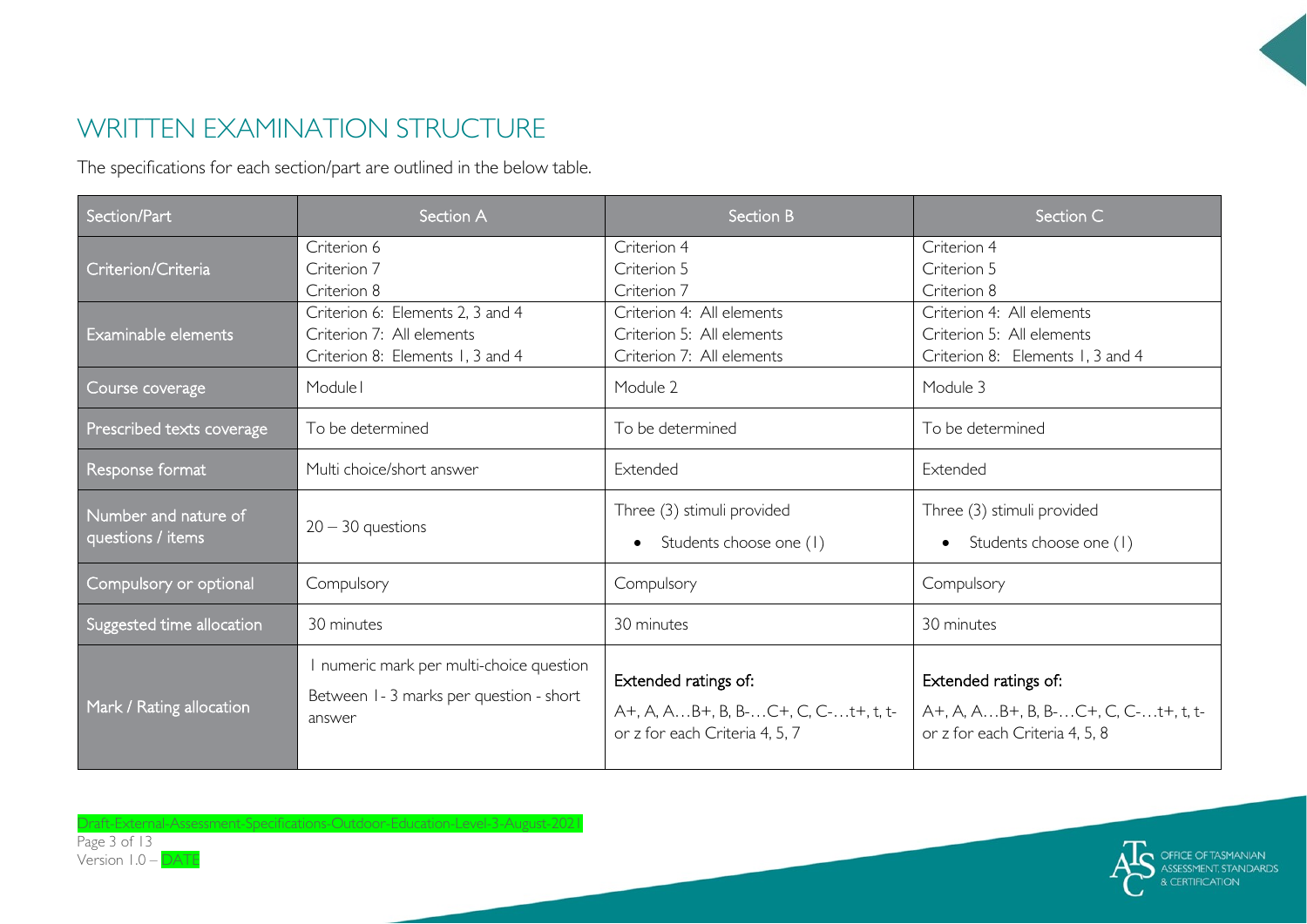# WRITTEN EXAMINATION STRUCTURE

The specifications for each section/part are outlined in the below table.

| Section/Part | Section A | Section B | Section C |
|---|---|---|---|
| Criterion/Criteria | Criterion 6<br>Criterion 7<br>Criterion 8 | Criterion 4<br>Criterion 5<br>Criterion 7 | Criterion 4<br>Criterion 5<br>Criterion 8 |
| Examinable elements | Criterion 6: Elements 2, 3 and 4<br>Criterion 7: All elements<br>Criterion 8: Elements 1, 3 and 4 | Criterion 4: All elements<br>Criterion 5: All elements<br>Criterion 7: All elements | Criterion 4: All elements<br>Criterion 5: All elements<br>Criterion 8: Elements 1, 3 and 4 |
| Course coverage | Module1 | Module 2 | Module 3 |
| Prescribed texts coverage | To be determined | To be determined | To be determined |
| Response format | Multi choice/short answer | Extended | Extended |
| Number and nature of questions / items | 20 – 30 questions | Three (3) stimuli provided<br>• Students choose one (1) | Three (3) stimuli provided<br>• Students choose one (1) |
| Compulsory or optional | Compulsory | Compulsory | Compulsory |
| Suggested time allocation | 30 minutes | 30 minutes | 30 minutes |
| Mark / Rating allocation | 1 numeric mark per multi-choice question<br>Between 1- 3 marks per question - short answer | Extended ratings of:<br>A+, A, A…B+, B, B-…C+, C, C-…t+, t, t- or z for each Criteria 4, 5, 7 | Extended ratings of:<br>A+, A, A…B+, B, B-…C+, C, C-…t+, t, t- or z for each Criteria 4, 5, 8 |

Draft-External-Assessment-Specifications-Outdoor-Education-Level-3-August-2021

Version 1.0 – DATE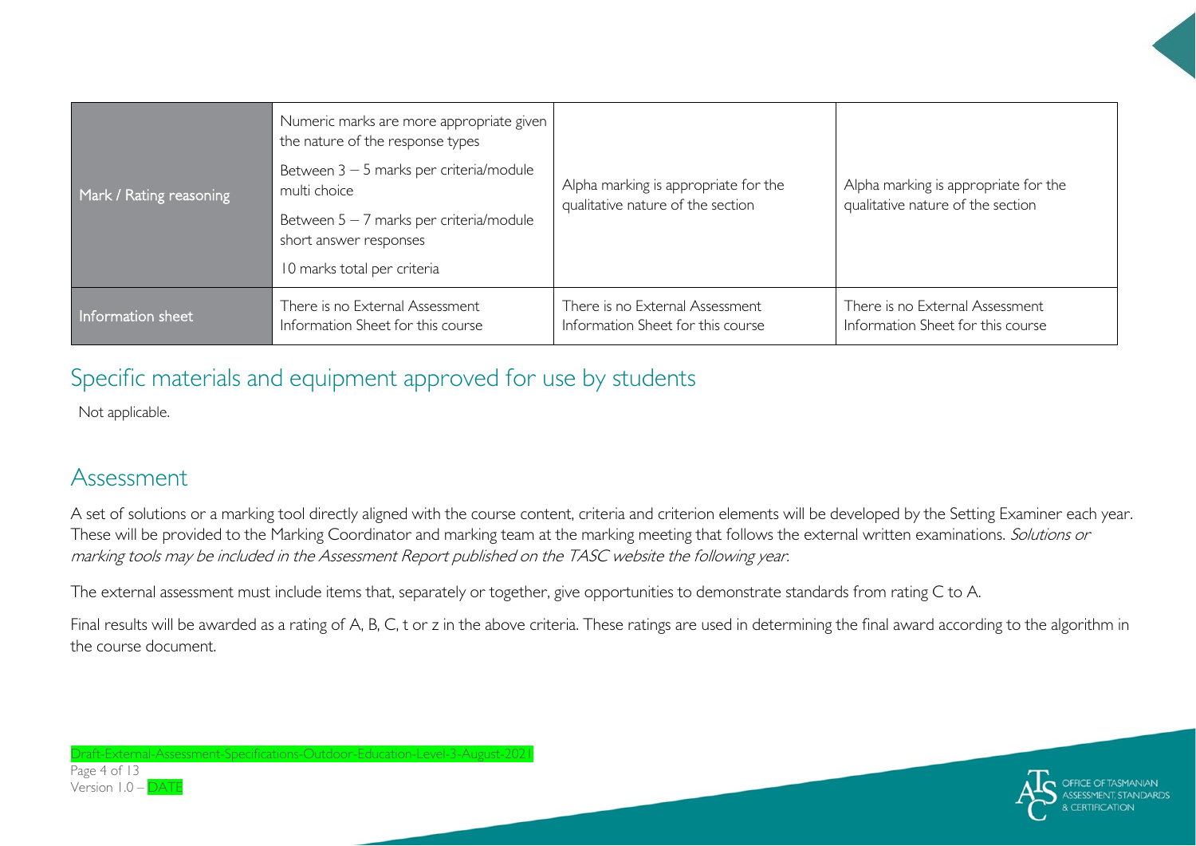| Mark / Rating reasoning | Numeric marks are more appropriate given the nature of the response types<br>Between 3 – 5 marks per criteria/module multi choice<br>Between 5 – 7 marks per criteria/module short answer responses<br>10 marks total per criteria | Alpha marking is appropriate for the qualitative nature of the section | Alpha marking is appropriate for the qualitative nature of the section |
|---|---|---|---|
| Information sheet | There is no External Assessment Information Sheet for this course | There is no External Assessment Information Sheet for this course | There is no External Assessment Information Sheet for this course |

## Specific materials and equipment approved for use by students

Not applicable.

## Assessment

A set of solutions or a marking tool directly aligned with the course content, criteria and criterion elements will be developed by the Setting Examiner each year. These will be provided to the Marking Coordinator and marking team at the marking meeting that follows the external written examinations. *Solutions or marking tools may be included in the Assessment Report published on the TASC website the following year.*

The external assessment must include items that, separately or together, give opportunities to demonstrate standards from rating C to A.

Final results will be awarded as a rating of A, B, C, t or z in the above criteria. These ratings are used in determining the final award according to the algorithm in the course document.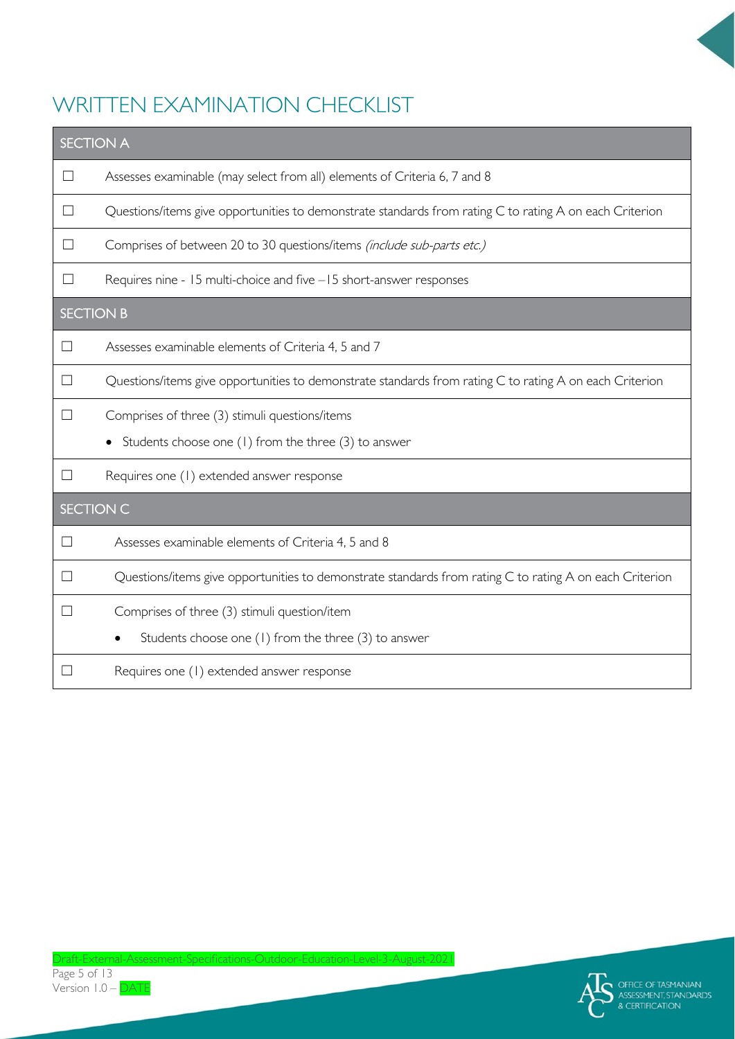# WRITTEN EXAMINATION CHECKLIST

| SECTION A | |
|---|---|
| ☐ | Assesses examinable (may select from all) elements of Criteria 6, 7 and 8 |
| ☐ | Questions/items give opportunities to demonstrate standards from rating C to rating A on each Criterion |
| ☐ | Comprises of between 20 to 30 questions/items *(include sub-parts etc.)* |
| ☐ | Requires nine - 15 multi-choice and five –15 short-answer responses |
| **SECTION B** | |
| ☐ | Assesses examinable elements of Criteria 4, 5 and 7 |
| ☐ | Questions/items give opportunities to demonstrate standards from rating C to rating A on each Criterion |
| ☐ | Comprises of three (3) stimuli questions/items<br>• Students choose one (1) from the three (3) to answer |
| ☐ | Requires one (1) extended answer response |
| **SECTION C** | |
| ☐ | Assesses examinable elements of Criteria 4, 5 and 8 |
| ☐ | Questions/items give opportunities to demonstrate standards from rating C to rating A on each Criterion |
| ☐ | Comprises of three (3) stimuli question/item<br>• Students choose one (1) from the three (3) to answer |
| ☐ | Requires one (1) extended answer response |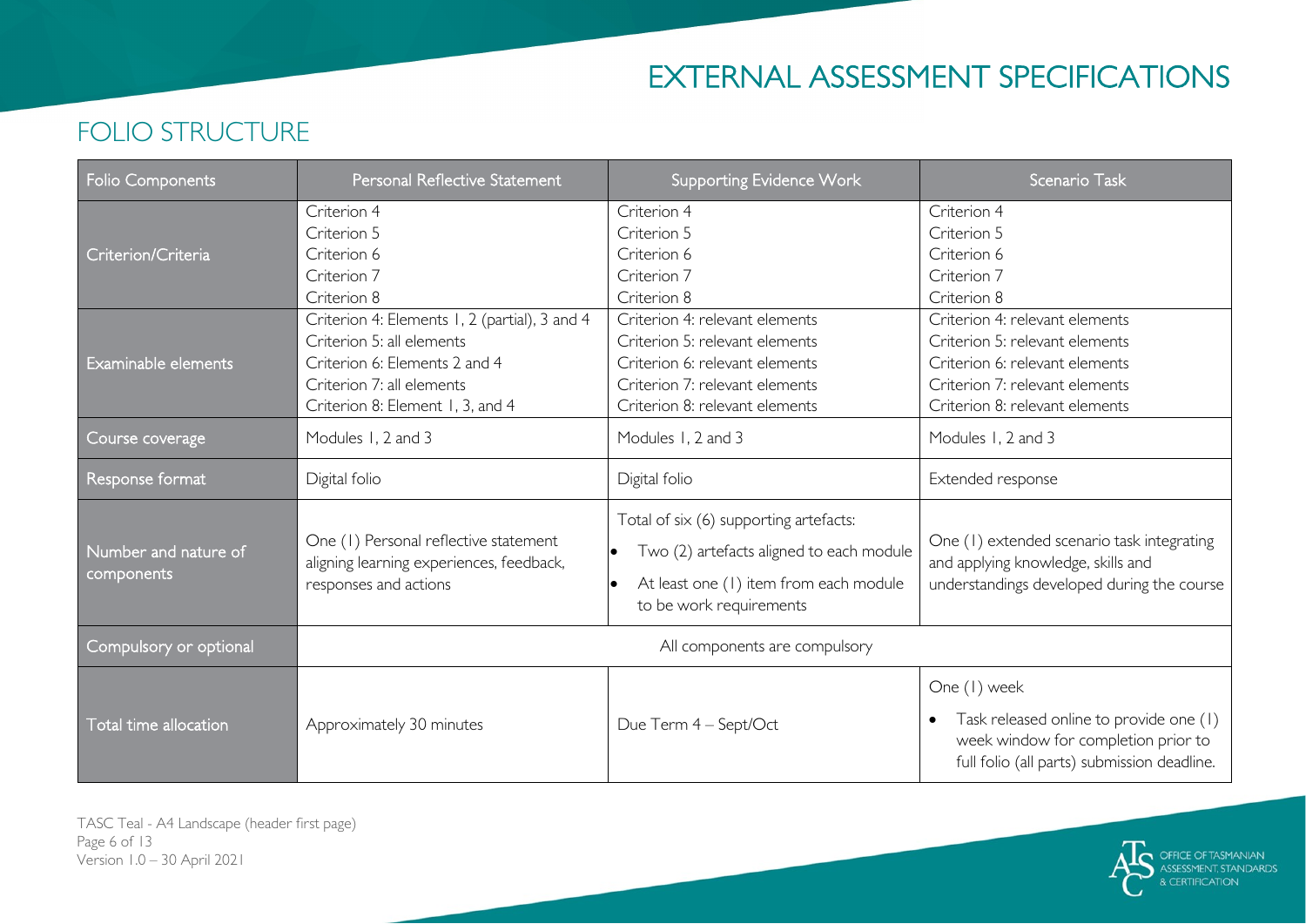# EXTERNAL ASSESSMENT SPECIFICATIONS

## FOLIO STRUCTURE

| Folio Components | Personal Reflective Statement | Supporting Evidence Work | Scenario Task |
| --- | --- | --- | --- |
| Criterion/Criteria | Criterion 4<br>Criterion 5<br>Criterion 6<br>Criterion 7<br>Criterion 8 | Criterion 4<br>Criterion 5<br>Criterion 6<br>Criterion 7<br>Criterion 8 | Criterion 4<br>Criterion 5<br>Criterion 6<br>Criterion 7<br>Criterion 8 |
| Examinable elements | Criterion 4: Elements 1, 2 (partial), 3 and 4<br>Criterion 5: all elements<br>Criterion 6: Elements 2 and 4<br>Criterion 7: all elements<br>Criterion 8: Element 1, 3, and 4 | Criterion 4: relevant elements<br>Criterion 5: relevant elements<br>Criterion 6: relevant elements<br>Criterion 7: relevant elements<br>Criterion 8: relevant elements | Criterion 4: relevant elements<br>Criterion 5: relevant elements<br>Criterion 6: relevant elements<br>Criterion 7: relevant elements<br>Criterion 8: relevant elements |
| Course coverage | Modules 1, 2 and 3 | Modules 1, 2 and 3 | Modules 1, 2 and 3 |
| Response format | Digital folio | Digital folio | Extended response |
| Number and nature of components | One (1) Personal reflective statement aligning learning experiences, feedback, responses and actions | Total of six (6) supporting artefacts:<br>• Two (2) artefacts aligned to each module<br>• At least one (1) item from each module to be work requirements | One (1) extended scenario task integrating and applying knowledge, skills and understandings developed during the course |
| Compulsory or optional | All components are compulsory | | |
| Total time allocation | Approximately 30 minutes | Due Term 4 – Sept/Oct | One (1) week<br>• Task released online to provide one (1) week window for completion prior to full folio (all parts) submission deadline. |

TASC Teal - A4 Landscape (header first page)
Version 1.0 – 30 April 2021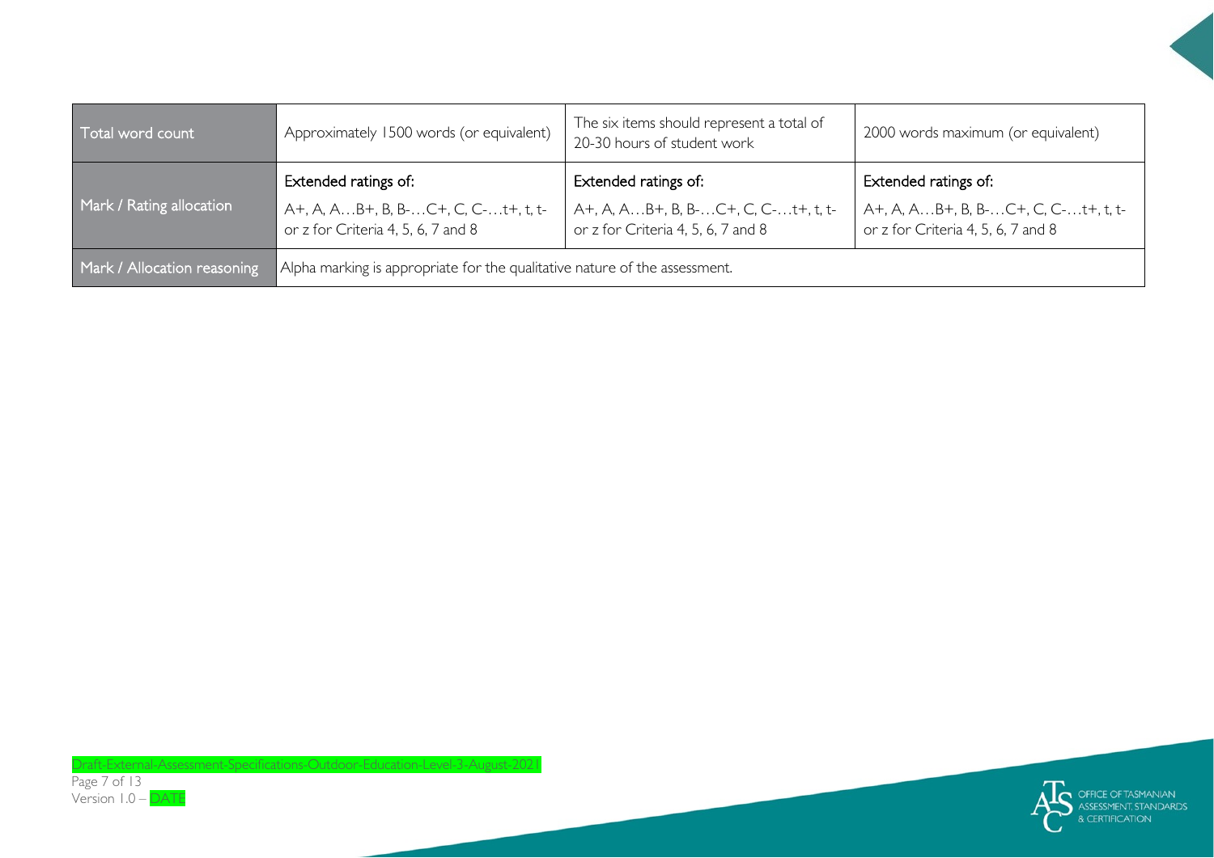| Total word count | Approximately 1500 words (or equivalent) | The six items should represent a total of 20-30 hours of student work | 2000 words maximum (or equivalent) |
|---|---|---|---|
| Mark / Rating allocation | Extended ratings of:<br>A+, A, A…B+, B, B-…C+, C, C-…t+, t, t- or z for Criteria 4, 5, 6, 7 and 8 | Extended ratings of:<br>A+, A, A…B+, B, B-…C+, C, C-…t+, t, t- or z for Criteria 4, 5, 6, 7 and 8 | Extended ratings of:<br>A+, A, A…B+, B, B-…C+, C, C-…t+, t, t- or z for Criteria 4, 5, 6, 7 and 8 |
| Mark / Allocation reasoning | Alpha marking is appropriate for the qualitative nature of the assessment. | | |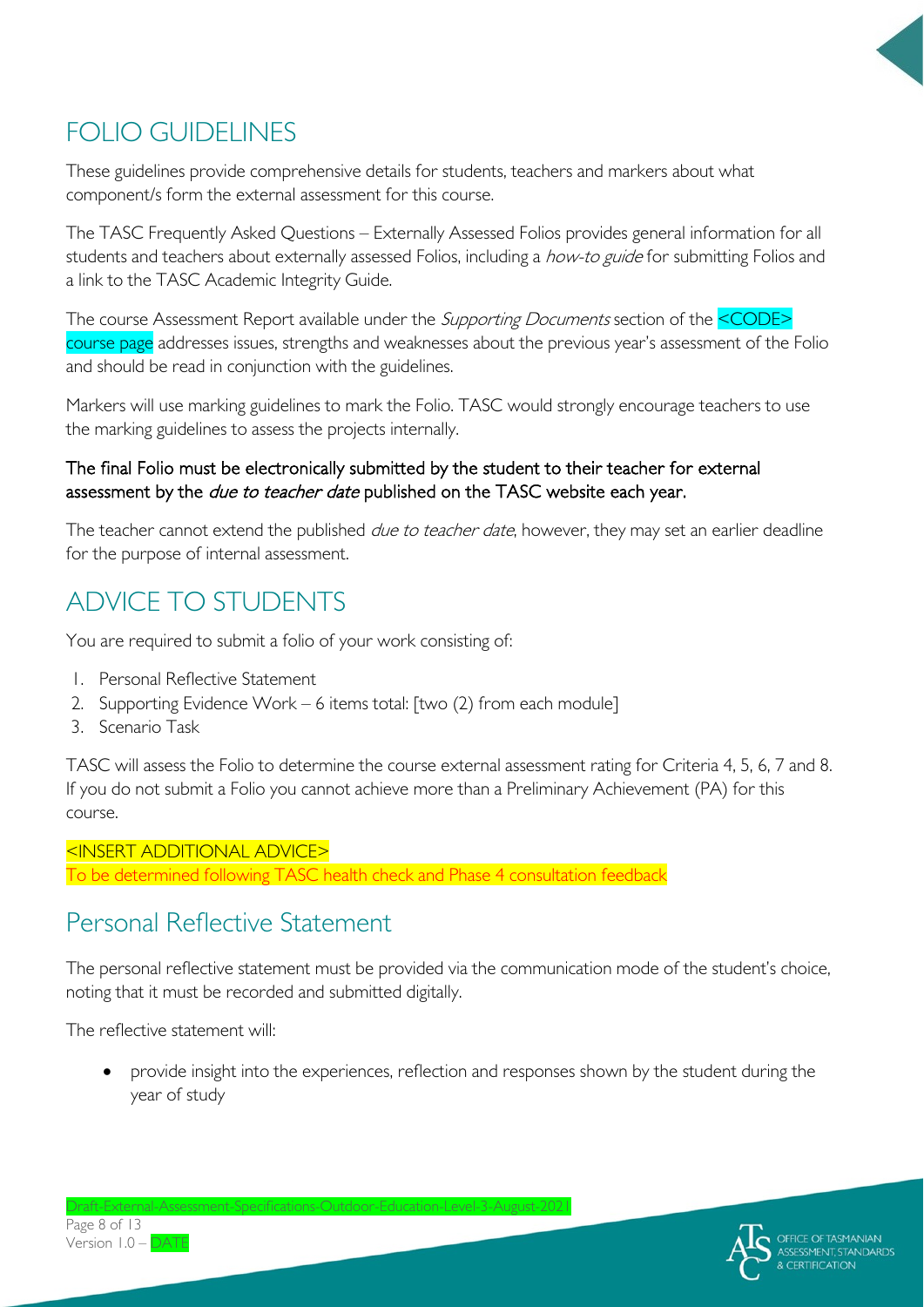# FOLIO GUIDELINES

These guidelines provide comprehensive details for students, teachers and markers about what component/s form the external assessment for this course.

The TASC Frequently Asked Questions – Externally Assessed Folios provides general information for all students and teachers about externally assessed Folios, including a *how-to guide* for submitting Folios and a link to the TASC Academic Integrity Guide.

The course Assessment Report available under the *Supporting Documents* section of the <CODE> course page addresses issues, strengths and weaknesses about the previous year's assessment of the Folio and should be read in conjunction with the guidelines.

Markers will use marking guidelines to mark the Folio. TASC would strongly encourage teachers to use the marking guidelines to assess the projects internally.

The final Folio must be electronically submitted by the student to their teacher for external assessment by the *due to teacher date* published on the TASC website each year.

The teacher cannot extend the published *due to teacher date*, however, they may set an earlier deadline for the purpose of internal assessment.

# ADVICE TO STUDENTS

You are required to submit a folio of your work consisting of:

1. Personal Reflective Statement
2. Supporting Evidence Work – 6 items total: [two (2) from each module]
3. Scenario Task

TASC will assess the Folio to determine the course external assessment rating for Criteria 4, 5, 6, 7 and 8. If you do not submit a Folio you cannot achieve more than a Preliminary Achievement (PA) for this course.

<INSERT ADDITIONAL ADVICE>
To be determined following TASC health check and Phase 4 consultation feedback

## Personal Reflective Statement

The personal reflective statement must be provided via the communication mode of the student's choice, noting that it must be recorded and submitted digitally.

The reflective statement will:

- provide insight into the experiences, reflection and responses shown by the student during the year of study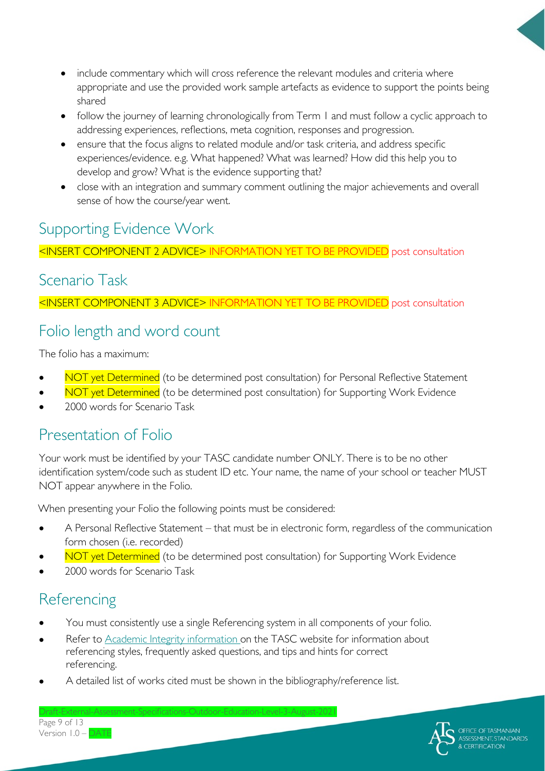- include commentary which will cross reference the relevant modules and criteria where appropriate and use the provided work sample artefacts as evidence to support the points being shared
- follow the journey of learning chronologically from Term 1 and must follow a cyclic approach to addressing experiences, reflections, meta cognition, responses and progression.
- ensure that the focus aligns to related module and/or task criteria, and address specific experiences/evidence. e.g. What happened? What was learned? How did this help you to develop and grow? What is the evidence supporting that?
- close with an integration and summary comment outlining the major achievements and overall sense of how the course/year went.

## Supporting Evidence Work

<INSERT COMPONENT 2 ADVICE> INFORMATION YET TO BE PROVIDED post consultation

## Scenario Task

<INSERT COMPONENT 3 ADVICE> INFORMATION YET TO BE PROVIDED post consultation

## Folio length and word count

The folio has a maximum:

- NOT yet Determined (to be determined post consultation) for Personal Reflective Statement
- NOT yet Determined (to be determined post consultation) for Supporting Work Evidence
- 2000 words for Scenario Task

## Presentation of Folio

Your work must be identified by your TASC candidate number ONLY. There is to be no other identification system/code such as student ID etc. Your name, the name of your school or teacher MUST NOT appear anywhere in the Folio.

When presenting your Folio the following points must be considered:

- A Personal Reflective Statement – that must be in electronic form, regardless of the communication form chosen (i.e. recorded)
- NOT yet Determined (to be determined post consultation) for Supporting Work Evidence
- 2000 words for Scenario Task

## Referencing

- You must consistently use a single Referencing system in all components of your folio.
- Refer to Academic Integrity information on the TASC website for information about referencing styles, frequently asked questions, and tips and hints for correct referencing.
- A detailed list of works cited must be shown in the bibliography/reference list.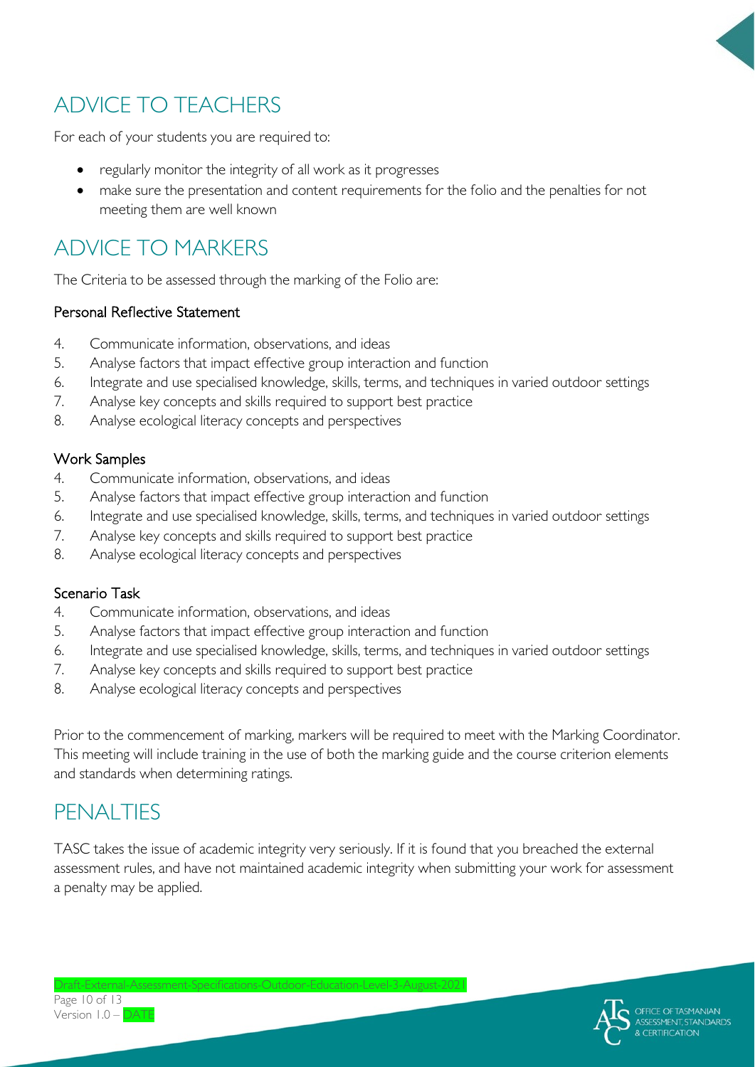## ADVICE TO TEACHERS

For each of your students you are required to:

- regularly monitor the integrity of all work as it progresses
- make sure the presentation and content requirements for the folio and the penalties for not meeting them are well known

## ADVICE TO MARKERS

The Criteria to be assessed through the marking of the Folio are:

### Personal Reflective Statement

4. Communicate information, observations, and ideas
5. Analyse factors that impact effective group interaction and function
6. Integrate and use specialised knowledge, skills, terms, and techniques in varied outdoor settings
7. Analyse key concepts and skills required to support best practice
8. Analyse ecological literacy concepts and perspectives

### Work Samples

4. Communicate information, observations, and ideas
5. Analyse factors that impact effective group interaction and function
6. Integrate and use specialised knowledge, skills, terms, and techniques in varied outdoor settings
7. Analyse key concepts and skills required to support best practice
8. Analyse ecological literacy concepts and perspectives

### Scenario Task

4. Communicate information, observations, and ideas
5. Analyse factors that impact effective group interaction and function
6. Integrate and use specialised knowledge, skills, terms, and techniques in varied outdoor settings
7. Analyse key concepts and skills required to support best practice
8. Analyse ecological literacy concepts and perspectives

Prior to the commencement of marking, markers will be required to meet with the Marking Coordinator. This meeting will include training in the use of both the marking guide and the course criterion elements and standards when determining ratings.

## PENALTIES

TASC takes the issue of academic integrity very seriously. If it is found that you breached the external assessment rules, and have not maintained academic integrity when submitting your work for assessment a penalty may be applied.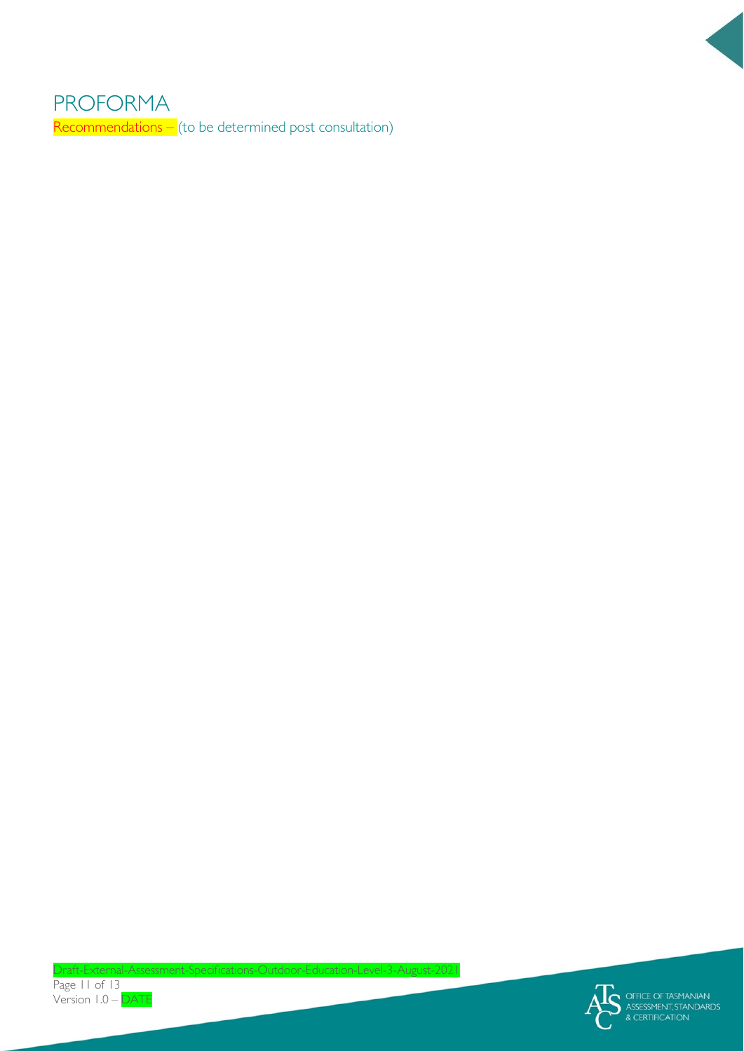# PROFORMA

Recommendations – (to be determined post consultation)